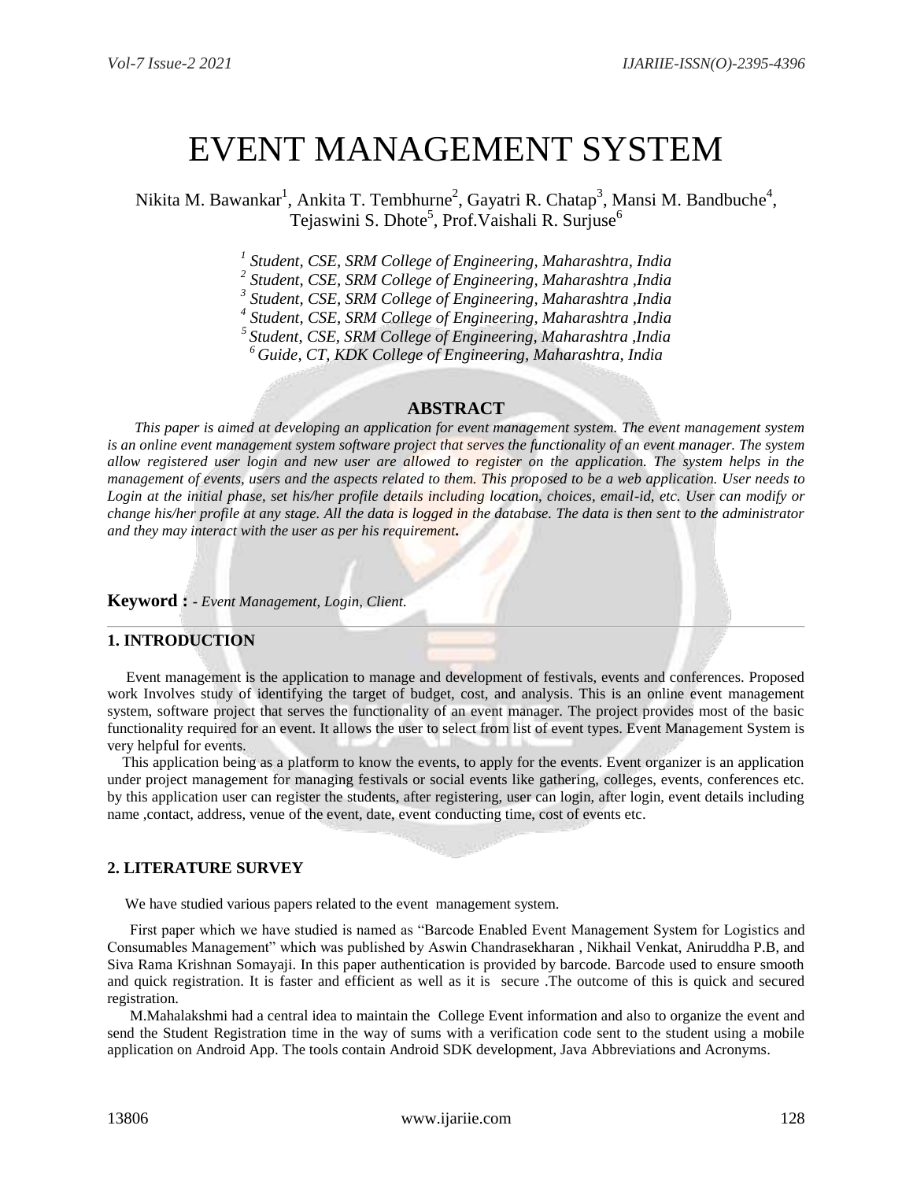# EVENT MANAGEMENT SYSTEM

Nikita M. Bawankar[1], Ankita T. Tembhurne[2], Gayatri R. Chatap[3], Mansi M. Bandbuche[4], Tejaswini S. Dhote[5], Prof.Vaishali R. Surjuse[6]

*[1] Student, CSE, SRM College of Engineering, Maharashtra, India*
*[2] Student, CSE, SRM College of Engineering, Maharashtra ,India*
*[3] Student, CSE, SRM College of Engineering, Maharashtra ,India*
*[4] Student, CSE, SRM College of Engineering, Maharashtra ,India*
*[5] Student, CSE, SRM College of Engineering, Maharashtra ,India*
*[6] Guide, CT, KDK College of Engineering, Maharashtra, India*

## ABSTRACT

*This paper is aimed at developing an application for event management system. The event management system is an online event management system software project that serves the functionality of an event manager. The system allow registered user login and new user are allowed to register on the application. The system helps in the management of events, users and the aspects related to them. This proposed to be a web application. User needs to Login at the initial phase, set his/her profile details including location, choices, email-id, etc. User can modify or change his/her profile at any stage. All the data is logged in the database. The data is then sent to the administrator and they may interact with the user as per his requirement.*

**Keyword :** *- Event Management, Login, Client.*

## 1. INTRODUCTION

Event management is the application to manage and development of festivals, events and conferences. Proposed work Involves study of identifying the target of budget, cost, and analysis. This is an online event management system, software project that serves the functionality of an event manager. The project provides most of the basic functionality required for an event. It allows the user to select from list of event types. Event Management System is very helpful for events.

This application being as a platform to know the events, to apply for the events. Event organizer is an application under project management for managing festivals or social events like gathering, colleges, events, conferences etc. by this application user can register the students, after registering, user can login, after login, event details including name ,contact, address, venue of the event, date, event conducting time, cost of events etc.

## 2. LITERATURE SURVEY

We have studied various papers related to the event management system.

First paper which we have studied is named as "Barcode Enabled Event Management System for Logistics and Consumables Management" which was published by Aswin Chandrasekharan , Nikhail Venkat, Aniruddha P.B, and Siva Rama Krishnan Somayaji. In this paper authentication is provided by barcode. Barcode used to ensure smooth and quick registration. It is faster and efficient as well as it is secure .The outcome of this is quick and secured registration.

M.Mahalakshmi had a central idea to maintain the College Event information and also to organize the event and send the Student Registration time in the way of sums with a verification code sent to the student using a mobile application on Android App. The tools contain Android SDK development, Java Abbreviations and Acronyms.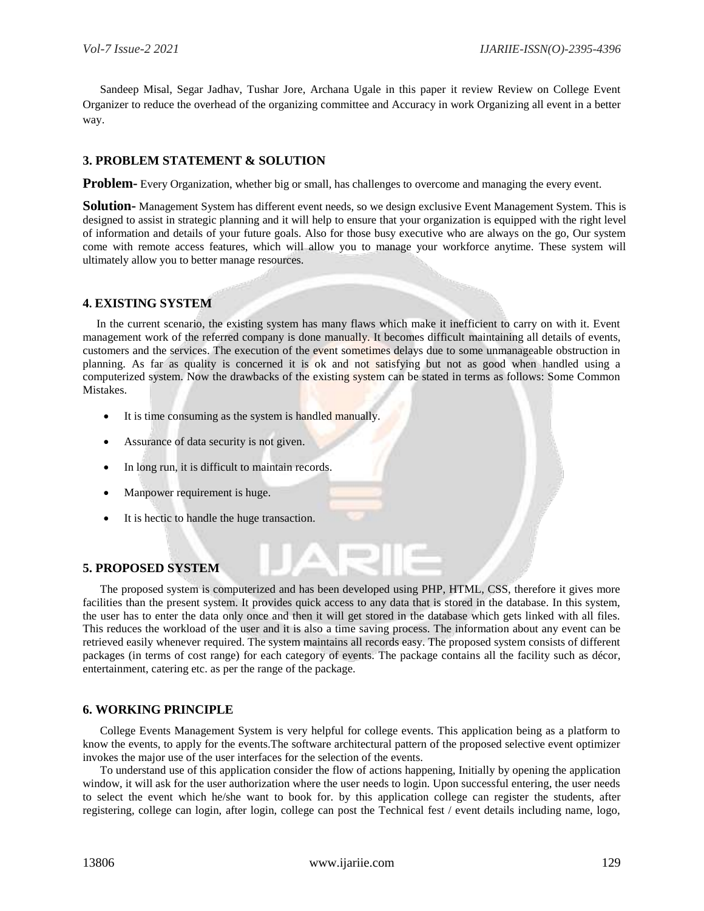Sandeep Misal, Segar Jadhav, Tushar Jore, Archana Ugale in this paper it review Review on College Event Organizer to reduce the overhead of the organizing committee and Accuracy in work Organizing all event in a better way.

## 3. PROBLEM STATEMENT & SOLUTION

**Problem-** Every Organization, whether big or small, has challenges to overcome and managing the every event.

**Solution-** Management System has different event needs, so we design exclusive Event Management System. This is designed to assist in strategic planning and it will help to ensure that your organization is equipped with the right level of information and details of your future goals. Also for those busy executive who are always on the go, Our system come with remote access features, which will allow you to manage your workforce anytime. These system will ultimately allow you to better manage resources.

## 4. EXISTING SYSTEM

In the current scenario, the existing system has many flaws which make it inefficient to carry on with it. Event management work of the referred company is done manually. It becomes difficult maintaining all details of events, customers and the services. The execution of the event sometimes delays due to some unmanageable obstruction in planning. As far as quality is concerned it is ok and not satisfying but not as good when handled using a computerized system. Now the drawbacks of the existing system can be stated in terms as follows: Some Common Mistakes.

- It is time consuming as the system is handled manually.
- Assurance of data security is not given.
- In long run, it is difficult to maintain records.
- Manpower requirement is huge.
- It is hectic to handle the huge transaction.

## 5. PROPOSED SYSTEM

The proposed system is computerized and has been developed using PHP, HTML, CSS, therefore it gives more facilities than the present system. It provides quick access to any data that is stored in the database. In this system, the user has to enter the data only once and then it will get stored in the database which gets linked with all files. This reduces the workload of the user and it is also a time saving process. The information about any event can be retrieved easily whenever required. The system maintains all records easy. The proposed system consists of different packages (in terms of cost range) for each category of events. The package contains all the facility such as décor, entertainment, catering etc. as per the range of the package.

## 6. WORKING PRINCIPLE

College Events Management System is very helpful for college events. This application being as a platform to know the events, to apply for the events.The software architectural pattern of the proposed selective event optimizer invokes the major use of the user interfaces for the selection of the events.

To understand use of this application consider the flow of actions happening, Initially by opening the application window, it will ask for the user authorization where the user needs to login. Upon successful entering, the user needs to select the event which he/she want to book for. by this application college can register the students, after registering, college can login, after login, college can post the Technical fest / event details including name, logo,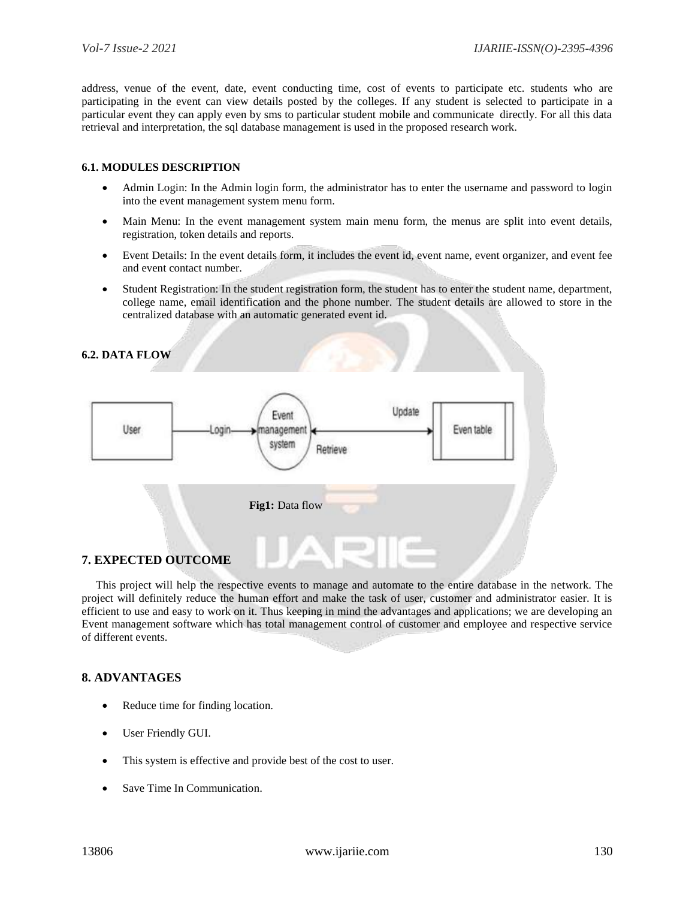address, venue of the event, date, event conducting time, cost of events to participate etc. students who are participating in the event can view details posted by the colleges. If any student is selected to participate in a particular event they can apply even by sms to particular student mobile and communicate directly. For all this data retrieval and interpretation, the sql database management is used in the proposed research work.

### 6.1. MODULES DESCRIPTION

- Admin Login: In the Admin login form, the administrator has to enter the username and password to login into the event management system menu form.
- Main Menu: In the event management system main menu form, the menus are split into event details, registration, token details and reports.
- Event Details: In the event details form, it includes the event id, event name, event organizer, and event fee and event contact number.
- Student Registration: In the student registration form, the student has to enter the student name, department, college name, email identification and the phone number. The student details are allowed to store in the centralized database with an automatic generated event id.

### 6.2. DATA FLOW

**Fig1:** Data flow

## 7. EXPECTED OUTCOME

This project will help the respective events to manage and automate to the entire database in the network. The project will definitely reduce the human effort and make the task of user, customer and administrator easier. It is efficient to use and easy to work on it. Thus keeping in mind the advantages and applications; we are developing an Event management software which has total management control of customer and employee and respective service of different events.

## 8. ADVANTAGES

- Reduce time for finding location.
- User Friendly GUI.
- This system is effective and provide best of the cost to user.
- Save Time In Communication.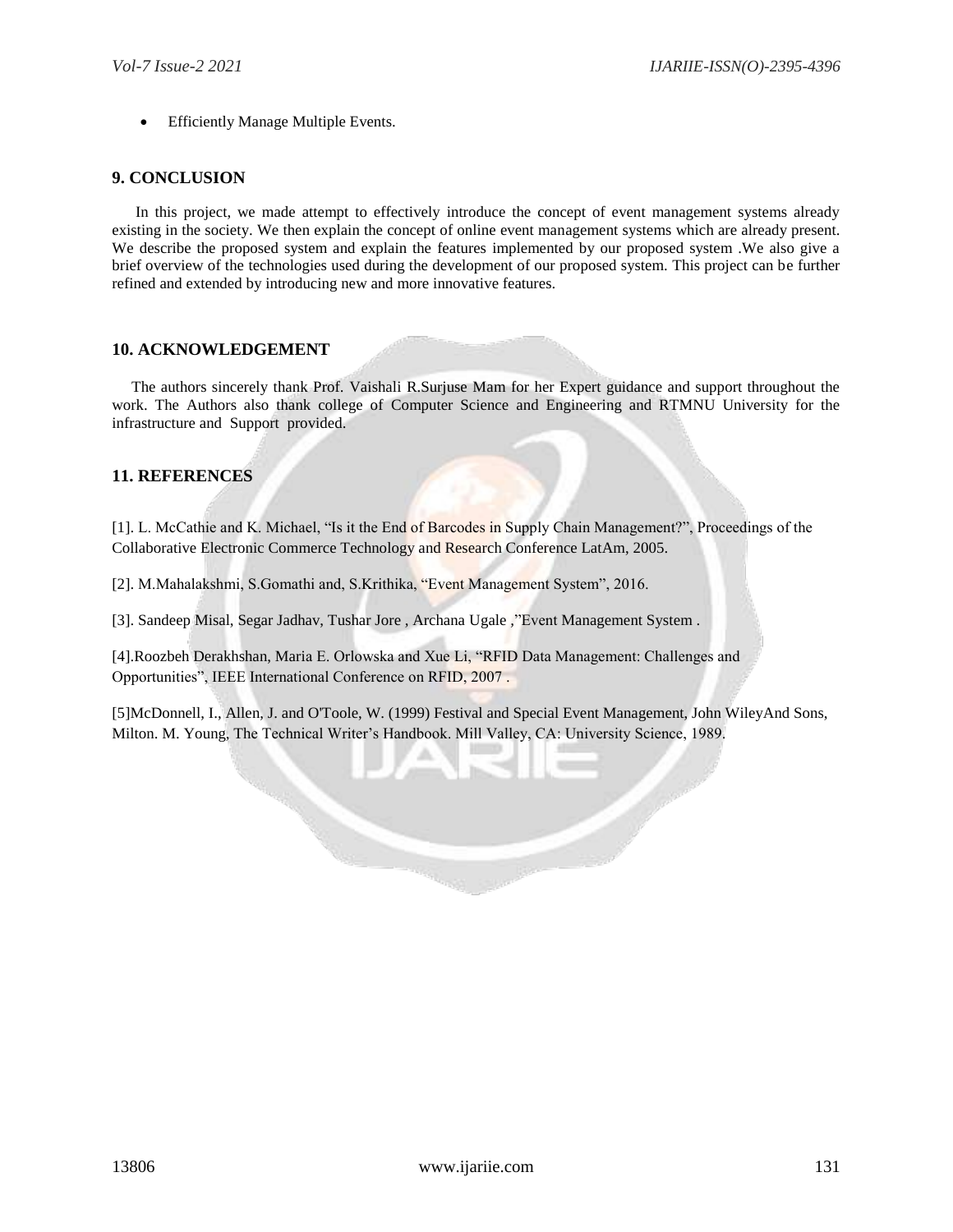- Efficiently Manage Multiple Events.

## 9. CONCLUSION

In this project, we made attempt to effectively introduce the concept of event management systems already existing in the society. We then explain the concept of online event management systems which are already present. We describe the proposed system and explain the features implemented by our proposed system .We also give a brief overview of the technologies used during the development of our proposed system. This project can be further refined and extended by introducing new and more innovative features.

## 10. ACKNOWLEDGEMENT

The authors sincerely thank Prof. Vaishali R.Surjuse Mam for her Expert guidance and support throughout the work. The Authors also thank college of Computer Science and Engineering and RTMNU University for the infrastructure and Support provided.

## 11. REFERENCES

[1]. L. McCathie and K. Michael, "Is it the End of Barcodes in Supply Chain Management?", Proceedings of the Collaborative Electronic Commerce Technology and Research Conference LatAm, 2005.

[2]. M.Mahalakshmi, S.Gomathi and, S.Krithika, "Event Management System", 2016.

[3]. Sandeep Misal, Segar Jadhav, Tushar Jore , Archana Ugale ,"Event Management System .

[4].Roozbeh Derakhshan, Maria E. Orlowska and Xue Li, "RFID Data Management: Challenges and Opportunities", IEEE International Conference on RFID, 2007 .

[5]McDonnell, I., Allen, J. and O'Toole, W. (1999) Festival and Special Event Management, John WileyAnd Sons, Milton. M. Young, The Technical Writer's Handbook. Mill Valley, CA: University Science, 1989.